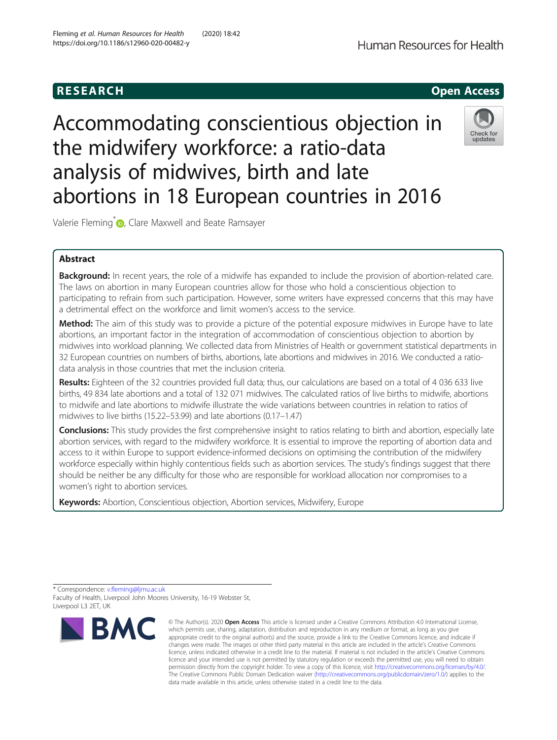RESEARCH Open Access

# Accommodating conscientious objection in the midwifery workforce: a ratio-data analysis of midwives, birth and late abortions in 18 European countries in 2016

Valerie Fleming*, Clare Maxwell and Beate Ramsayer

## Abstract

**Background:** In recent years, the role of a midwife has expanded to include the provision of abortion-related care. The laws on abortion in many European countries allow for those who hold a conscientious objection to participating to refrain from such participation. However, some writers have expressed concerns that this may have a detrimental effect on the workforce and limit women's access to the service.

**Method:** The aim of this study was to provide a picture of the potential exposure midwives in Europe have to late abortions, an important factor in the integration of accommodation of conscientious objection to abortion by midwives into workload planning. We collected data from Ministries of Health or government statistical departments in 32 European countries on numbers of births, abortions, late abortions and midwives in 2016. We conducted a ratio-data analysis in those countries that met the inclusion criteria.

**Results:** Eighteen of the 32 countries provided full data; thus, our calculations are based on a total of 4 036 633 live births, 49 834 late abortions and a total of 132 071 midwives. The calculated ratios of live births to midwife, abortions to midwife and late abortions to midwife illustrate the wide variations between countries in relation to ratios of midwives to live births (15.22–53.99) and late abortions (0.17–1.47)

**Conclusions:** This study provides the first comprehensive insight to ratios relating to birth and abortion, especially late abortion services, with regard to the midwifery workforce. It is essential to improve the reporting of abortion data and access to it within Europe to support evidence-informed decisions on optimising the contribution of the midwifery workforce especially within highly contentious fields such as abortion services. The study's findings suggest that there should be neither be any difficulty for those who are responsible for workload allocation nor compromises to a women's right to abortion services.

**Keywords:** Abortion, Conscientious objection, Abortion services, Midwifery, Europe

---

* Correspondence: v.fleming@ljmu.ac.uk
Faculty of Health, Liverpool John Moores University, 16-19 Webster St, Liverpool L3 2ET, UK

© The Author(s). 2020 **Open Access** This article is licensed under a Creative Commons Attribution 4.0 International License, which permits use, sharing, adaptation, distribution and reproduction in any medium or format, as long as you give appropriate credit to the original author(s) and the source, provide a link to the Creative Commons licence, and indicate if changes were made. The images or other third party material in this article are included in the article's Creative Commons licence, unless indicated otherwise in a credit line to the material. If material is not included in the article's Creative Commons licence and your intended use is not permitted by statutory regulation or exceeds the permitted use, you will need to obtain permission directly from the copyright holder. To view a copy of this licence, visit http://creativecommons.org/licenses/by/4.0/. The Creative Commons Public Domain Dedication waiver (http://creativecommons.org/publicdomain/zero/1.0/) applies to the data made available in this article, unless otherwise stated in a credit line to the data.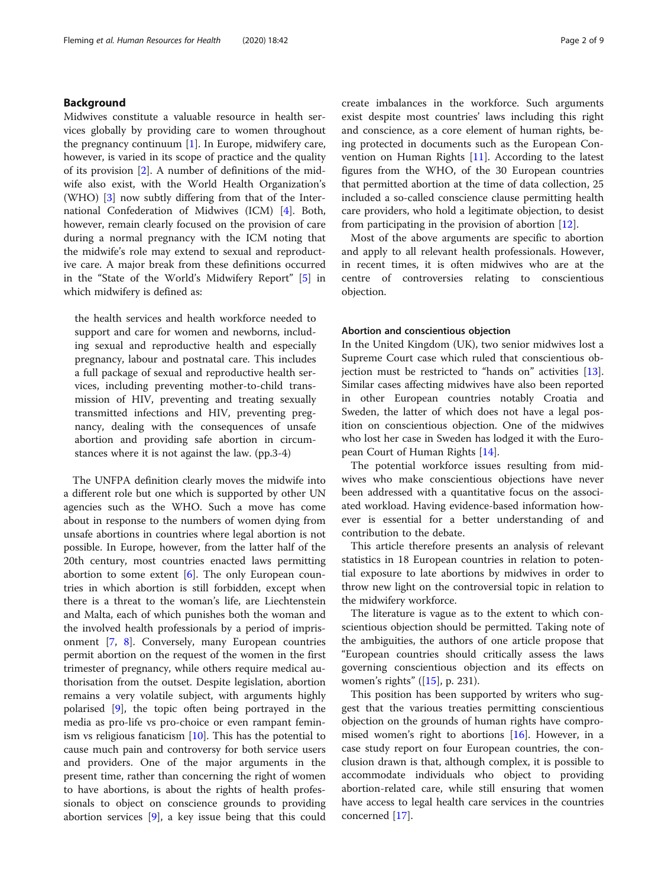## Background

Midwives constitute a valuable resource in health services globally by providing care to women throughout the pregnancy continuum [1]. In Europe, midwifery care, however, is varied in its scope of practice and the quality of its provision [2]. A number of definitions of the midwife also exist, with the World Health Organization's (WHO) [3] now subtly differing from that of the International Confederation of Midwives (ICM) [4]. Both, however, remain clearly focused on the provision of care during a normal pregnancy with the ICM noting that the midwife's role may extend to sexual and reproductive care. A major break from these definitions occurred in the "State of the World's Midwifery Report" [5] in which midwifery is defined as:

> the health services and health workforce needed to support and care for women and newborns, including sexual and reproductive health and especially pregnancy, labour and postnatal care. This includes a full package of sexual and reproductive health services, including preventing mother-to-child transmission of HIV, preventing and treating sexually transmitted infections and HIV, preventing pregnancy, dealing with the consequences of unsafe abortion and providing safe abortion in circumstances where it is not against the law. (pp.3-4)

The UNFPA definition clearly moves the midwife into a different role but one which is supported by other UN agencies such as the WHO. Such a move has come about in response to the numbers of women dying from unsafe abortions in countries where legal abortion is not possible. In Europe, however, from the latter half of the 20th century, most countries enacted laws permitting abortion to some extent [6]. The only European countries in which abortion is still forbidden, except when there is a threat to the woman's life, are Liechtenstein and Malta, each of which punishes both the woman and the involved health professionals by a period of imprisonment [7, 8]. Conversely, many European countries permit abortion on the request of the women in the first trimester of pregnancy, while others require medical authorisation from the outset. Despite legislation, abortion remains a very volatile subject, with arguments highly polarised [9], the topic often being portrayed in the media as pro-life vs pro-choice or even rampant feminism vs religious fanaticism [10]. This has the potential to cause much pain and controversy for both service users and providers. One of the major arguments in the present time, rather than concerning the right of women to have abortions, is about the rights of health professionals to object on conscience grounds to providing abortion services [9], a key issue being that this could create imbalances in the workforce. Such arguments exist despite most countries' laws including this right and conscience, as a core element of human rights, being protected in documents such as the European Convention on Human Rights [11]. According to the latest figures from the WHO, of the 30 European countries that permitted abortion at the time of data collection, 25 included a so-called conscience clause permitting health care providers, who hold a legitimate objection, to desist from participating in the provision of abortion [12].

Most of the above arguments are specific to abortion and apply to all relevant health professionals. However, in recent times, it is often midwives who are at the centre of controversies relating to conscientious objection.

### Abortion and conscientious objection

In the United Kingdom (UK), two senior midwives lost a Supreme Court case which ruled that conscientious objection must be restricted to "hands on" activities [13]. Similar cases affecting midwives have also been reported in other European countries notably Croatia and Sweden, the latter of which does not have a legal position on conscientious objection. One of the midwives who lost her case in Sweden has lodged it with the European Court of Human Rights [14].

The potential workforce issues resulting from midwives who make conscientious objections have never been addressed with a quantitative focus on the associated workload. Having evidence-based information however is essential for a better understanding of and contribution to the debate.

This article therefore presents an analysis of relevant statistics in 18 European countries in relation to potential exposure to late abortions by midwives in order to throw new light on the controversial topic in relation to the midwifery workforce.

The literature is vague as to the extent to which conscientious objection should be permitted. Taking note of the ambiguities, the authors of one article propose that "European countries should critically assess the laws governing conscientious objection and its effects on women's rights" ([15], p. 231).

This position has been supported by writers who suggest that the various treaties permitting conscientious objection on the grounds of human rights have compromised women's right to abortions [16]. However, in a case study report on four European countries, the conclusion drawn is that, although complex, it is possible to accommodate individuals who object to providing abortion-related care, while still ensuring that women have access to legal health care services in the countries concerned [17].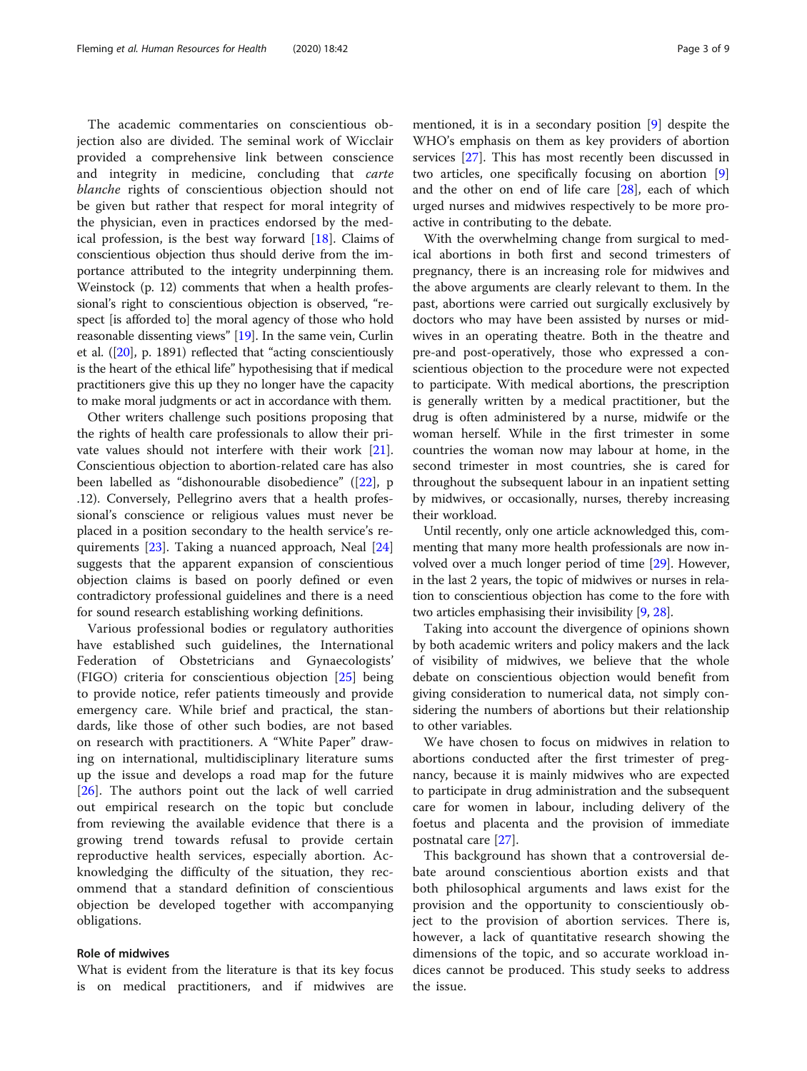The academic commentaries on conscientious objection also are divided. The seminal work of Wicclair provided a comprehensive link between conscience and integrity in medicine, concluding that *carte blanche* rights of conscientious objection should not be given but rather that respect for moral integrity of the physician, even in practices endorsed by the medical profession, is the best way forward [18]. Claims of conscientious objection thus should derive from the importance attributed to the integrity underpinning them. Weinstock (p. 12) comments that when a health professional's right to conscientious objection is observed, "respect [is afforded to] the moral agency of those who hold reasonable dissenting views" [19]. In the same vein, Curlin et al. ([20], p. 1891) reflected that "acting conscientiously is the heart of the ethical life" hypothesising that if medical practitioners give this up they no longer have the capacity to make moral judgments or act in accordance with them.

Other writers challenge such positions proposing that the rights of health care professionals to allow their private values should not interfere with their work [21]. Conscientious objection to abortion-related care has also been labelled as "dishonourable disobedience" ([22], p .12). Conversely, Pellegrino avers that a health professional's conscience or religious values must never be placed in a position secondary to the health service's requirements [23]. Taking a nuanced approach, Neal [24] suggests that the apparent expansion of conscientious objection claims is based on poorly defined or even contradictory professional guidelines and there is a need for sound research establishing working definitions.

Various professional bodies or regulatory authorities have established such guidelines, the International Federation of Obstetricians and Gynaecologists' (FIGO) criteria for conscientious objection [25] being to provide notice, refer patients timeously and provide emergency care. While brief and practical, the standards, like those of other such bodies, are not based on research with practitioners. A "White Paper" drawing on international, multidisciplinary literature sums up the issue and develops a road map for the future [26]. The authors point out the lack of well carried out empirical research on the topic but conclude from reviewing the available evidence that there is a growing trend towards refusal to provide certain reproductive health services, especially abortion. Acknowledging the difficulty of the situation, they recommend that a standard definition of conscientious objection be developed together with accompanying obligations.

### Role of midwives

What is evident from the literature is that its key focus is on medical practitioners, and if midwives are mentioned, it is in a secondary position [9] despite the WHO's emphasis on them as key providers of abortion services [27]. This has most recently been discussed in two articles, one specifically focusing on abortion [9] and the other on end of life care [28], each of which urged nurses and midwives respectively to be more proactive in contributing to the debate.

With the overwhelming change from surgical to medical abortions in both first and second trimesters of pregnancy, there is an increasing role for midwives and the above arguments are clearly relevant to them. In the past, abortions were carried out surgically exclusively by doctors who may have been assisted by nurses or midwives in an operating theatre. Both in the theatre and pre-and post-operatively, those who expressed a conscientious objection to the procedure were not expected to participate. With medical abortions, the prescription is generally written by a medical practitioner, but the drug is often administered by a nurse, midwife or the woman herself. While in the first trimester in some countries the woman now may labour at home, in the second trimester in most countries, she is cared for throughout the subsequent labour in an inpatient setting by midwives, or occasionally, nurses, thereby increasing their workload.

Until recently, only one article acknowledged this, commenting that many more health professionals are now involved over a much longer period of time [29]. However, in the last 2 years, the topic of midwives or nurses in relation to conscientious objection has come to the fore with two articles emphasising their invisibility [9, 28].

Taking into account the divergence of opinions shown by both academic writers and policy makers and the lack of visibility of midwives, we believe that the whole debate on conscientious objection would benefit from giving consideration to numerical data, not simply considering the numbers of abortions but their relationship to other variables.

We have chosen to focus on midwives in relation to abortions conducted after the first trimester of pregnancy, because it is mainly midwives who are expected to participate in drug administration and the subsequent care for women in labour, including delivery of the foetus and placenta and the provision of immediate postnatal care [27].

This background has shown that a controversial debate around conscientious abortion exists and that both philosophical arguments and laws exist for the provision and the opportunity to conscientiously object to the provision of abortion services. There is, however, a lack of quantitative research showing the dimensions of the topic, and so accurate workload indices cannot be produced. This study seeks to address the issue.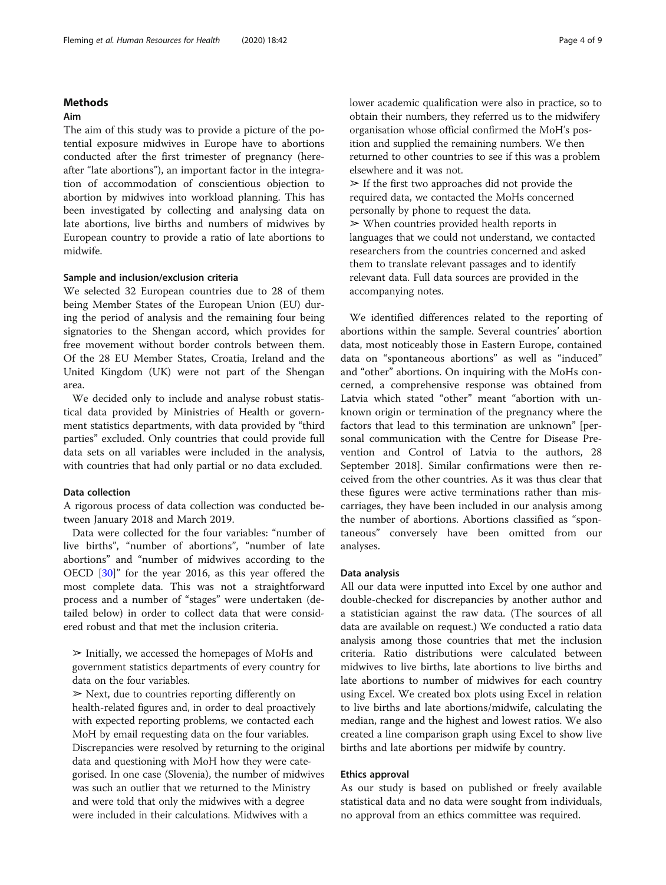## Methods

### Aim

The aim of this study was to provide a picture of the potential exposure midwives in Europe have to abortions conducted after the first trimester of pregnancy (hereafter "late abortions"), an important factor in the integration of accommodation of conscientious objection to abortion by midwives into workload planning. This has been investigated by collecting and analysing data on late abortions, live births and numbers of midwives by European country to provide a ratio of late abortions to midwife.

### Sample and inclusion/exclusion criteria

We selected 32 European countries due to 28 of them being Member States of the European Union (EU) during the period of analysis and the remaining four being signatories to the Shengan accord, which provides for free movement without border controls between them. Of the 28 EU Member States, Croatia, Ireland and the United Kingdom (UK) were not part of the Shengan area.

We decided only to include and analyse robust statistical data provided by Ministries of Health or government statistics departments, with data provided by "third parties" excluded. Only countries that could provide full data sets on all variables were included in the analysis, with countries that had only partial or no data excluded.

### Data collection

A rigorous process of data collection was conducted between January 2018 and March 2019.

Data were collected for the four variables: "number of live births", "number of abortions", "number of late abortions" and "number of midwives according to the OECD [30]" for the year 2016, as this year offered the most complete data. This was not a straightforward process and a number of "stages" were undertaken (detailed below) in order to collect data that were considered robust and that met the inclusion criteria.

> ➢ Initially, we accessed the homepages of MoHs and government statistics departments of every country for data on the four variables.
>
> ➢ Next, due to countries reporting differently on health-related figures and, in order to deal proactively with expected reporting problems, we contacted each MoH by email requesting data on the four variables. Discrepancies were resolved by returning to the original data and questioning with MoH how they were categorised. In one case (Slovenia), the number of midwives was such an outlier that we returned to the Ministry and were told that only the midwives with a degree were included in their calculations. Midwives with a lower academic qualification were also in practice, so to obtain their numbers, they referred us to the midwifery organisation whose official confirmed the MoH's position and supplied the remaining numbers. We then returned to other countries to see if this was a problem elsewhere and it was not.
>
> ➢ If the first two approaches did not provide the required data, we contacted the MoHs concerned personally by phone to request the data.
>
> ➢ When countries provided health reports in languages that we could not understand, we contacted researchers from the countries concerned and asked them to translate relevant passages and to identify relevant data. Full data sources are provided in the accompanying notes.

We identified differences related to the reporting of abortions within the sample. Several countries' abortion data, most noticeably those in Eastern Europe, contained data on "spontaneous abortions" as well as "induced" and "other" abortions. On inquiring with the MoHs concerned, a comprehensive response was obtained from Latvia which stated "other" meant "abortion with unknown origin or termination of the pregnancy where the factors that lead to this termination are unknown" [personal communication with the Centre for Disease Prevention and Control of Latvia to the authors, 28 September 2018]. Similar confirmations were then received from the other countries. As it was thus clear that these figures were active terminations rather than miscarriages, they have been included in our analysis among the number of abortions. Abortions classified as "spontaneous" conversely have been omitted from our analyses.

### Data analysis

All our data were inputted into Excel by one author and double-checked for discrepancies by another author and a statistician against the raw data. (The sources of all data are available on request.) We conducted a ratio data analysis among those countries that met the inclusion criteria. Ratio distributions were calculated between midwives to live births, late abortions to live births and late abortions to number of midwives for each country using Excel. We created box plots using Excel in relation to live births and late abortions/midwife, calculating the median, range and the highest and lowest ratios. We also created a line comparison graph using Excel to show live births and late abortions per midwife by country.

### Ethics approval

As our study is based on published or freely available statistical data and no data were sought from individuals, no approval from an ethics committee was required.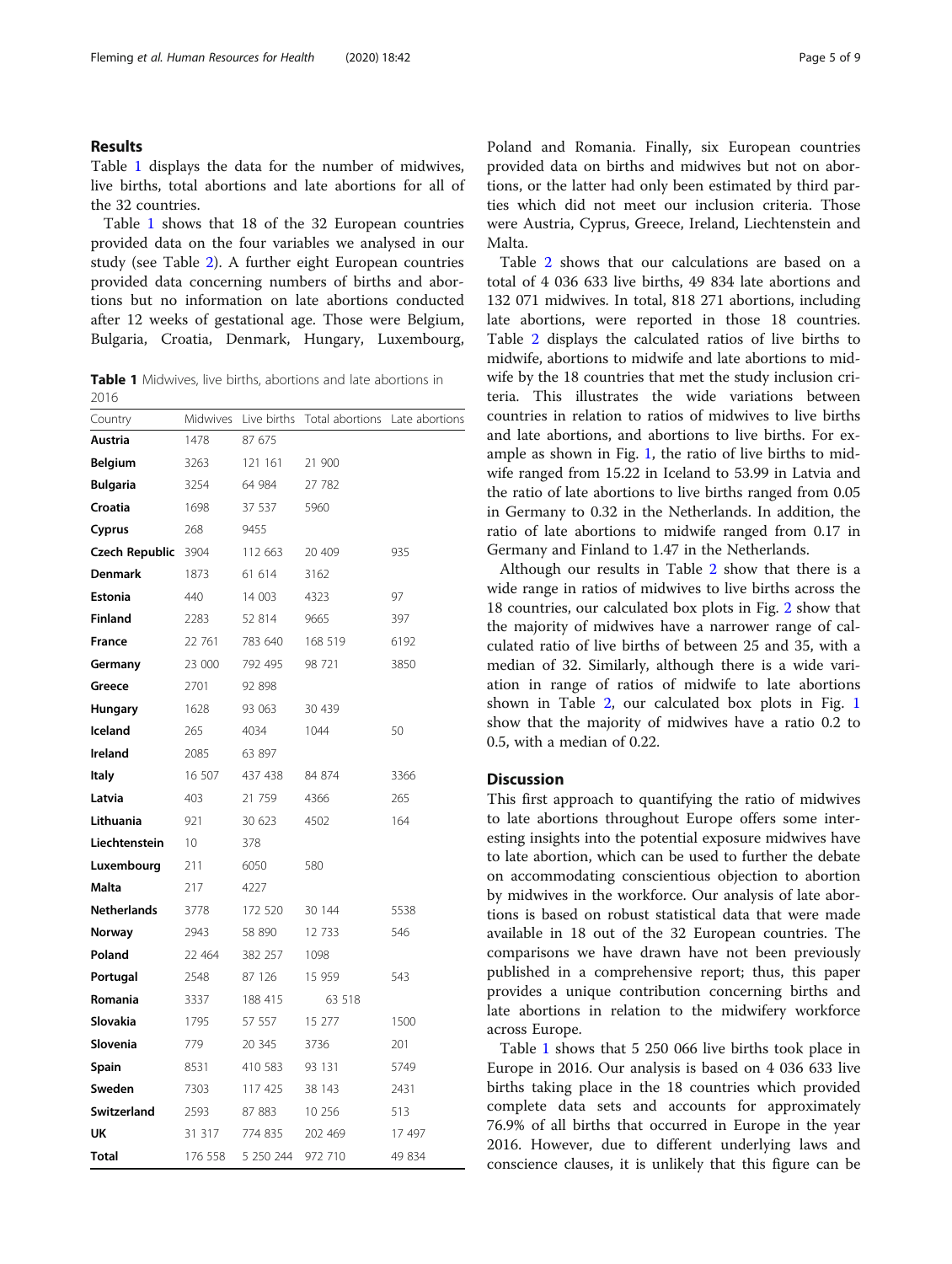## Results

Table 1 displays the data for the number of midwives, live births, total abortions and late abortions for all of the 32 countries.

Table 1 shows that 18 of the 32 European countries provided data on the four variables we analysed in our study (see Table 2). A further eight European countries provided data concerning numbers of births and abortions but no information on late abortions conducted after 12 weeks of gestational age. Those were Belgium, Bulgaria, Croatia, Denmark, Hungary, Luxembourg, Poland and Romania. Finally, six European countries provided data on births and midwives but not on abortions, or the latter had only been estimated by third parties which did not meet our inclusion criteria. Those were Austria, Cyprus, Greece, Ireland, Liechtenstein and Malta.

**Table 1** Midwives, live births, abortions and late abortions in 2016

| Country | Midwives | Live births | Total abortions | Late abortions |
|---|---|---|---|---|
| **Austria** | 1478 | 87 675 | | |
| **Belgium** | 3263 | 121 161 | 21 900 | |
| **Bulgaria** | 3254 | 64 984 | 27 782 | |
| **Croatia** | 1698 | 37 537 | 5960 | |
| **Cyprus** | 268 | 9455 | | |
| **Czech Republic** | 3904 | 112 663 | 20 409 | 935 |
| **Denmark** | 1873 | 61 614 | 3162 | |
| **Estonia** | 440 | 14 003 | 4323 | 97 |
| **Finland** | 2283 | 52 814 | 9665 | 397 |
| **France** | 22 761 | 783 640 | 168 519 | 6192 |
| **Germany** | 23 000 | 792 495 | 98 721 | 3850 |
| **Greece** | 2701 | 92 898 | | |
| **Hungary** | 1628 | 93 063 | 30 439 | |
| **Iceland** | 265 | 4034 | 1044 | 50 |
| **Ireland** | 2085 | 63 897 | | |
| **Italy** | 16 507 | 437 438 | 84 874 | 3366 |
| **Latvia** | 403 | 21 759 | 4366 | 265 |
| **Lithuania** | 921 | 30 623 | 4502 | 164 |
| **Liechtenstein** | 10 | 378 | | |
| **Luxembourg** | 211 | 6050 | 580 | |
| **Malta** | 217 | 4227 | | |
| **Netherlands** | 3778 | 172 520 | 30 144 | 5538 |
| **Norway** | 2943 | 58 890 | 12 733 | 546 |
| **Poland** | 22 464 | 382 257 | 1098 | |
| **Portugal** | 2548 | 87 126 | 15 959 | 543 |
| **Romania** | 3337 | 188 415 | 63 518 | |
| **Slovakia** | 1795 | 57 557 | 15 277 | 1500 |
| **Slovenia** | 779 | 20 345 | 3736 | 201 |
| **Spain** | 8531 | 410 583 | 93 131 | 5749 |
| **Sweden** | 7303 | 117 425 | 38 143 | 2431 |
| **Switzerland** | 2593 | 87 883 | 10 256 | 513 |
| **UK** | 31 317 | 774 835 | 202 469 | 17 497 |
| **Total** | 176 558 | 5 250 244 | 972 710 | 49 834 |

Table 2 shows that our calculations are based on a total of 4 036 633 live births, 49 834 late abortions and 132 071 midwives. In total, 818 271 abortions, including late abortions, were reported in those 18 countries. Table 2 displays the calculated ratios of live births to midwife, abortions to midwife and late abortions to midwife by the 18 countries that met the study inclusion criteria. This illustrates the wide variations between countries in relation to ratios of midwives to live births and late abortions, and abortions to live births. For example as shown in Fig. 1, the ratio of live births to midwife ranged from 15.22 in Iceland to 53.99 in Latvia and the ratio of late abortions to live births ranged from 0.05 in Germany to 0.32 in the Netherlands. In addition, the ratio of late abortions to midwife ranged from 0.17 in Germany and Finland to 1.47 in the Netherlands.

Although our results in Table 2 show that there is a wide range in ratios of midwives to live births across the 18 countries, our calculated box plots in Fig. 2 show that the majority of midwives have a narrower range of calculated ratio of live births of between 25 and 35, with a median of 32. Similarly, although there is a wide variation in range of ratios of midwife to late abortions shown in Table 2, our calculated box plots in Fig. 1 show that the majority of midwives have a ratio 0.2 to 0.5, with a median of 0.22.

## Discussion

This first approach to quantifying the ratio of midwives to late abortions throughout Europe offers some interesting insights into the potential exposure midwives have to late abortion, which can be used to further the debate on accommodating conscientious objection to abortion by midwives in the workforce. Our analysis of late abortions is based on robust statistical data that were made available in 18 out of the 32 European countries. The comparisons we have drawn have not been previously published in a comprehensive report; thus, this paper provides a unique contribution concerning births and late abortions in relation to the midwifery workforce across Europe.

Table 1 shows that 5 250 066 live births took place in Europe in 2016. Our analysis is based on 4 036 633 live births taking place in the 18 countries which provided complete data sets and accounts for approximately 76.9% of all births that occurred in Europe in the year 2016. However, due to different underlying laws and conscience clauses, it is unlikely that this figure can be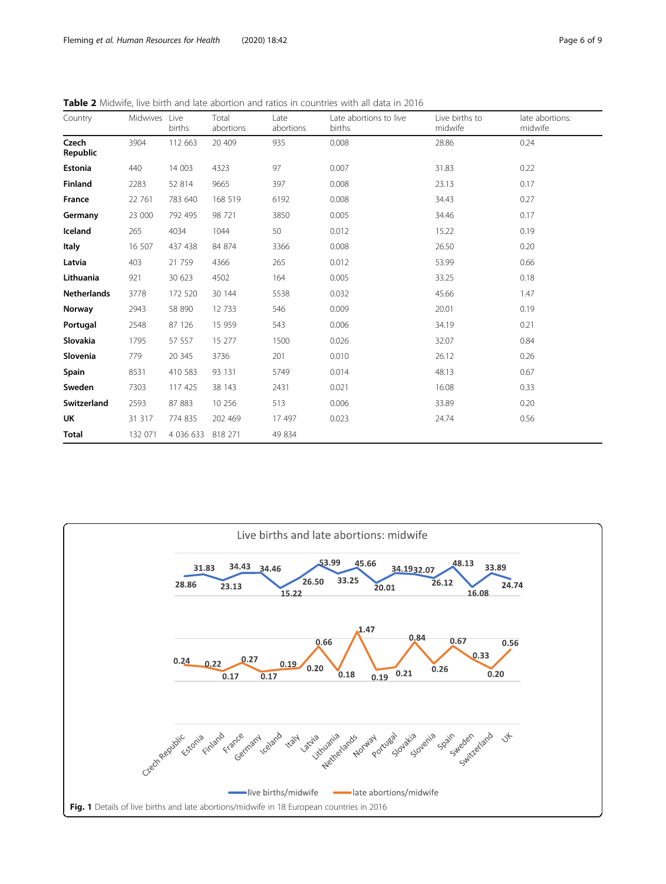**Table 2** Midwife, live birth and late abortion and ratios in countries with all data in 2016

| Country | Midwives | Live births | Total abortions | Late abortions | Late abortions to live births | Live births to midwife | late abortions: midwife |
|---|---|---|---|---|---|---|---|
| **Czech Republic** | 3904 | 112 663 | 20 409 | 935 | 0.008 | 28.86 | 0.24 |
| **Estonia** | 440 | 14 003 | 4323 | 97 | 0.007 | 31.83 | 0.22 |
| **Finland** | 2283 | 52 814 | 9665 | 397 | 0.008 | 23.13 | 0.17 |
| **France** | 22 761 | 783 640 | 168 519 | 6192 | 0.008 | 34.43 | 0.27 |
| **Germany** | 23 000 | 792 495 | 98 721 | 3850 | 0.005 | 34.46 | 0.17 |
| **Iceland** | 265 | 4034 | 1044 | 50 | 0.012 | 15.22 | 0.19 |
| **Italy** | 16 507 | 437 438 | 84 874 | 3366 | 0.008 | 26.50 | 0.20 |
| **Latvia** | 403 | 21 759 | 4366 | 265 | 0.012 | 53.99 | 0.66 |
| **Lithuania** | 921 | 30 623 | 4502 | 164 | 0.005 | 33.25 | 0.18 |
| **Netherlands** | 3778 | 172 520 | 30 144 | 5538 | 0.032 | 45.66 | 1.47 |
| **Norway** | 2943 | 58 890 | 12 733 | 546 | 0.009 | 20.01 | 0.19 |
| **Portugal** | 2548 | 87 126 | 15 959 | 543 | 0.006 | 34.19 | 0.21 |
| **Slovakia** | 1795 | 57 557 | 15 277 | 1500 | 0.026 | 32.07 | 0.84 |
| **Slovenia** | 779 | 20 345 | 3736 | 201 | 0.010 | 26.12 | 0.26 |
| **Spain** | 8531 | 410 583 | 93 131 | 5749 | 0.014 | 48.13 | 0.67 |
| **Sweden** | 7303 | 117 425 | 38 143 | 2431 | 0.021 | 16.08 | 0.33 |
| **Switzerland** | 2593 | 87 883 | 10 256 | 513 | 0.006 | 33.89 | 0.20 |
| **UK** | 31 317 | 774 835 | 202 469 | 17 497 | 0.023 | 24.74 | 0.56 |
| **Total** | 132 071 | 4 036 633 | 818 271 | 49 834 | | | |

**Fig. 1** Details of live births and late abortions/midwife in 18 European countries in 2016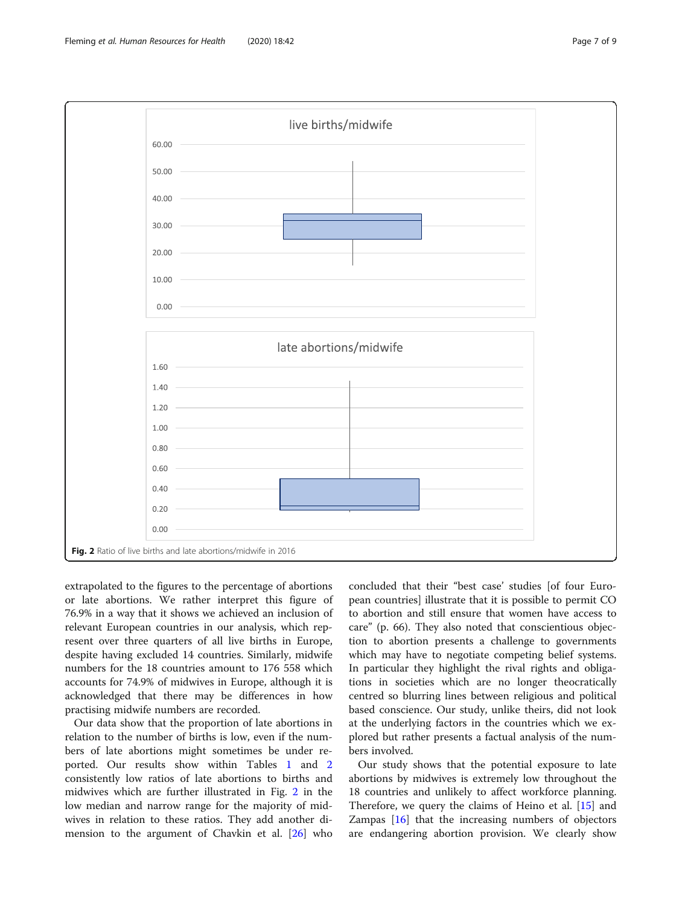Fig. 2 Ratio of live births and late abortions/midwife in 2016

extrapolated to the figures to the percentage of abortions or late abortions. We rather interpret this figure of 76.9% in a way that it shows we achieved an inclusion of relevant European countries in our analysis, which represent over three quarters of all live births in Europe, despite having excluded 14 countries. Similarly, midwife numbers for the 18 countries amount to 176 558 which accounts for 74.9% of midwives in Europe, although it is acknowledged that there may be differences in how practising midwife numbers are recorded.

Our data show that the proportion of late abortions in relation to the number of births is low, even if the numbers of late abortions might sometimes be under reported. Our results show within Tables 1 and 2 consistently low ratios of late abortions to births and midwives which are further illustrated in Fig. 2 in the low median and narrow range for the majority of midwives in relation to these ratios. They add another dimension to the argument of Chavkin et al. [26] who concluded that their "best case' studies [of four European countries] illustrate that it is possible to permit CO to abortion and still ensure that women have access to care" (p. 66). They also noted that conscientious objection to abortion presents a challenge to governments which may have to negotiate competing belief systems. In particular they highlight the rival rights and obligations in societies which are no longer theocratically centred so blurring lines between religious and political based conscience. Our study, unlike theirs, did not look at the underlying factors in the countries which we explored but rather presents a factual analysis of the numbers involved.

Our study shows that the potential exposure to late abortions by midwives is extremely low throughout the 18 countries and unlikely to affect workforce planning. Therefore, we query the claims of Heino et al. [15] and Zampas [16] that the increasing numbers of objectors are endangering abortion provision. We clearly show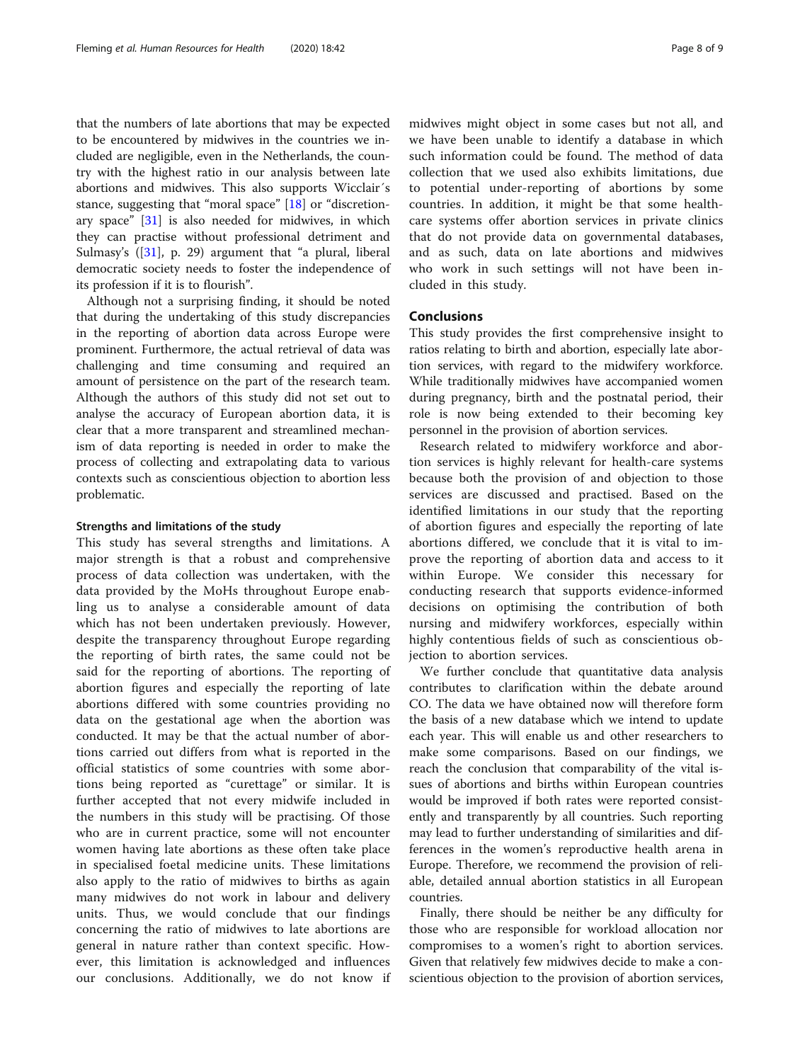that the numbers of late abortions that may be expected to be encountered by midwives in the countries we included are negligible, even in the Netherlands, the country with the highest ratio in our analysis between late abortions and midwives. This also supports Wicclair´s stance, suggesting that "moral space" [18] or "discretionary space" [31] is also needed for midwives, in which they can practise without professional detriment and Sulmasy's ([31], p. 29) argument that "a plural, liberal democratic society needs to foster the independence of its profession if it is to flourish".

Although not a surprising finding, it should be noted that during the undertaking of this study discrepancies in the reporting of abortion data across Europe were prominent. Furthermore, the actual retrieval of data was challenging and time consuming and required an amount of persistence on the part of the research team. Although the authors of this study did not set out to analyse the accuracy of European abortion data, it is clear that a more transparent and streamlined mechanism of data reporting is needed in order to make the process of collecting and extrapolating data to various contexts such as conscientious objection to abortion less problematic.

### Strengths and limitations of the study

This study has several strengths and limitations. A major strength is that a robust and comprehensive process of data collection was undertaken, with the data provided by the MoHs throughout Europe enabling us to analyse a considerable amount of data which has not been undertaken previously. However, despite the transparency throughout Europe regarding the reporting of birth rates, the same could not be said for the reporting of abortions. The reporting of abortion figures and especially the reporting of late abortions differed with some countries providing no data on the gestational age when the abortion was conducted. It may be that the actual number of abortions carried out differs from what is reported in the official statistics of some countries with some abortions being reported as "curettage" or similar. It is further accepted that not every midwife included in the numbers in this study will be practising. Of those who are in current practice, some will not encounter women having late abortions as these often take place in specialised foetal medicine units. These limitations also apply to the ratio of midwives to births as again many midwives do not work in labour and delivery units. Thus, we would conclude that our findings concerning the ratio of midwives to late abortions are general in nature rather than context specific. However, this limitation is acknowledged and influences our conclusions. Additionally, we do not know if midwives might object in some cases but not all, and we have been unable to identify a database in which such information could be found. The method of data collection that we used also exhibits limitations, due to potential under-reporting of abortions by some countries. In addition, it might be that some health-care systems offer abortion services in private clinics that do not provide data on governmental databases, and as such, data on late abortions and midwives who work in such settings will not have been included in this study.

## Conclusions

This study provides the first comprehensive insight to ratios relating to birth and abortion, especially late abortion services, with regard to the midwifery workforce. While traditionally midwives have accompanied women during pregnancy, birth and the postnatal period, their role is now being extended to their becoming key personnel in the provision of abortion services.

Research related to midwifery workforce and abortion services is highly relevant for health-care systems because both the provision of and objection to those services are discussed and practised. Based on the identified limitations in our study that the reporting of abortion figures and especially the reporting of late abortions differed, we conclude that it is vital to improve the reporting of abortion data and access to it within Europe. We consider this necessary for conducting research that supports evidence-informed decisions on optimising the contribution of both nursing and midwifery workforces, especially within highly contentious fields of such as conscientious objection to abortion services.

We further conclude that quantitative data analysis contributes to clarification within the debate around CO. The data we have obtained now will therefore form the basis of a new database which we intend to update each year. This will enable us and other researchers to make some comparisons. Based on our findings, we reach the conclusion that comparability of the vital issues of abortions and births within European countries would be improved if both rates were reported consistently and transparently by all countries. Such reporting may lead to further understanding of similarities and differences in the women's reproductive health arena in Europe. Therefore, we recommend the provision of reliable, detailed annual abortion statistics in all European countries.

Finally, there should be neither be any difficulty for those who are responsible for workload allocation nor compromises to a women's right to abortion services. Given that relatively few midwives decide to make a conscientious objection to the provision of abortion services,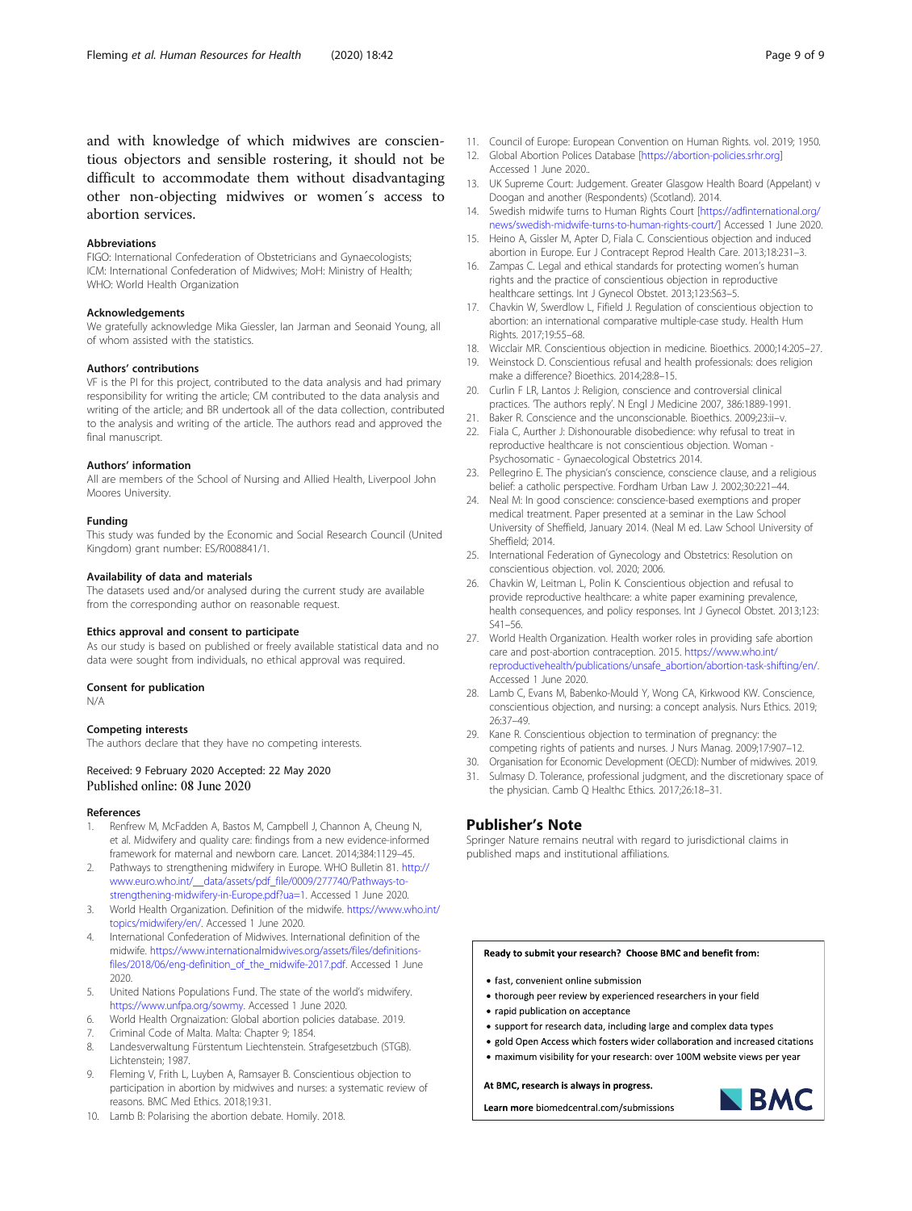and with knowledge of which midwives are conscientious objectors and sensible rostering, it should not be difficult to accommodate them without disadvantaging other non-objecting midwives or women´s access to abortion services.

### Abbreviations

FIGO: International Confederation of Obstetricians and Gynaecologists; ICM: International Confederation of Midwives; MoH: Ministry of Health; WHO: World Health Organization

### Acknowledgements

We gratefully acknowledge Mika Giessler, Ian Jarman and Seonaid Young, all of whom assisted with the statistics.

### Authors' contributions

VF is the PI for this project, contributed to the data analysis and had primary responsibility for writing the article; CM contributed to the data analysis and writing of the article; and BR undertook all of the data collection, contributed to the analysis and writing of the article. The authors read and approved the final manuscript.

### Authors' information

All are members of the School of Nursing and Allied Health, Liverpool John Moores University.

### Funding

This study was funded by the Economic and Social Research Council (United Kingdom) grant number: ES/R008841/1.

### Availability of data and materials

The datasets used and/or analysed during the current study are available from the corresponding author on reasonable request.

### Ethics approval and consent to participate

As our study is based on published or freely available statistical data and no data were sought from individuals, no ethical approval was required.

### Consent for publication

N/A

### Competing interests

The authors declare that they have no competing interests.

Received: 9 February 2020 Accepted: 22 May 2020
Published online: 08 June 2020

### References

1. Renfrew M, McFadden A, Bastos M, Campbell J, Channon A, Cheung N, et al. Midwifery and quality care: findings from a new evidence-informed framework for maternal and newborn care. Lancet. 2014;384:1129–45.
2. Pathways to strengthening midwifery in Europe. WHO Bulletin 81. http://www.euro.who.int/__data/assets/pdf_file/0009/277740/Pathways-to-strengthening-midwifery-in-Europe.pdf?ua=1. Accessed 1 June 2020.
3. World Health Organization. Definition of the midwife. https://www.who.int/topics/midwifery/en/. Accessed 1 June 2020.
4. International Confederation of Midwives. International definition of the midwife. https://www.internationalmidwives.org/assets/files/definitions-files/2018/06/eng-definition_of_the_midwife-2017.pdf. Accessed 1 June 2020.
5. United Nations Populations Fund. The state of the world's midwifery. https://www.unfpa.org/sowmy. Accessed 1 June 2020.
6. World Health Orgnaization: Global abortion policies database. 2019.
7. Criminal Code of Malta. Malta: Chapter 9; 1854.
8. Landesverwaltung Fürstentum Liechtenstein. Strafgesetzbuch (STGB). Lichtenstein; 1987.
9. Fleming V, Frith L, Luyben A, Ramsayer B. Conscientious objection to participation in abortion by midwives and nurses: a systematic review of reasons. BMC Med Ethics. 2018;19:31.
10. Lamb B: Polarising the abortion debate. Homily. 2018.
11. Council of Europe: European Convention on Human Rights. vol. 2019; 1950.
12. Global Abortion Polices Database [https://abortion-policies.srhr.org] Accessed 1 June 2020..
13. UK Supreme Court: Judgement. Greater Glasgow Health Board (Appelant) v Doogan and another (Respondents) (Scotland). 2014.
14. Swedish midwife turns to Human Rights Court [https://adfinternational.org/news/swedish-midwife-turns-to-human-rights-court/] Accessed 1 June 2020.
15. Heino A, Gissler M, Apter D, Fiala C. Conscientious objection and induced abortion in Europe. Eur J Contracept Reprod Health Care. 2013;18:231–3.
16. Zampas C. Legal and ethical standards for protecting women's human rights and the practice of conscientious objection in reproductive healthcare settings. Int J Gynecol Obstet. 2013;123:S63–5.
17. Chavkin W, Swerdlow L, Fifield J. Regulation of conscientious objection to abortion: an international comparative multiple-case study. Health Hum Rights. 2017;19:55–68.
18. Wicclair MR. Conscientious objection in medicine. Bioethics. 2000;14:205–27.
19. Weinstock D. Conscientious refusal and health professionals: does religion make a difference? Bioethics. 2014;28:8–15.
20. Curlin F LR, Lantos J: Religion, conscience and controversial clinical practices. 'The authors reply'. N Engl J Medicine 2007, 386:1889-1991.
21. Baker R. Conscience and the unconscionable. Bioethics. 2009;23:ii–v.
22. Fiala C, Aurther J: Dishonourable disobedience: why refusal to treat in reproductive healthcare is not conscientious objection. Woman - Psychosomatic - Gynaecological Obstetrics 2014.
23. Pellegrino E. The physician's conscience, conscience clause, and a religious belief: a catholic perspective. Fordham Urban Law J. 2002;30:221–44.
24. Neal M: In good conscience: conscience-based exemptions and proper medical treatment. Paper presented at a seminar in the Law School University of Sheffield, January 2014. (Neal M ed. Law School University of Sheffield; 2014.
25. International Federation of Gynecology and Obstetrics: Resolution on conscientious objection. vol. 2020; 2006.
26. Chavkin W, Leitman L, Polin K. Conscientious objection and refusal to provide reproductive healthcare: a white paper examining prevalence, health consequences, and policy responses. Int J Gynecol Obstet. 2013;123: S41–56.
27. World Health Organization. Health worker roles in providing safe abortion care and post-abortion contraception. 2015. https://www.who.int/reproductivehealth/publications/unsafe_abortion/abortion-task-shifting/en/. Accessed 1 June 2020.
28. Lamb C, Evans M, Babenko-Mould Y, Wong CA, Kirkwood KW. Conscience, conscientious objection, and nursing: a concept analysis. Nurs Ethics. 2019; 26:37–49.
29. Kane R. Conscientious objection to termination of pregnancy: the competing rights of patients and nurses. J Nurs Manag. 2009;17:907–12.
30. Organisation for Economic Development (OECD): Number of midwives. 2019.
31. Sulmasy D. Tolerance, professional judgment, and the discretionary space of the physician. Camb Q Healthc Ethics. 2017;26:18–31.

## Publisher's Note

Springer Nature remains neutral with regard to jurisdictional claims in published maps and institutional affiliations.

**Ready to submit your research? Choose BMC and benefit from:**

- fast, convenient online submission
- thorough peer review by experienced researchers in your field
- rapid publication on acceptance
- support for research data, including large and complex data types
- gold Open Access which fosters wider collaboration and increased citations
- maximum visibility for your research: over 100M website views per year

**At BMC, research is always in progress.**

**Learn more** biomedcentral.com/submissions

BMC